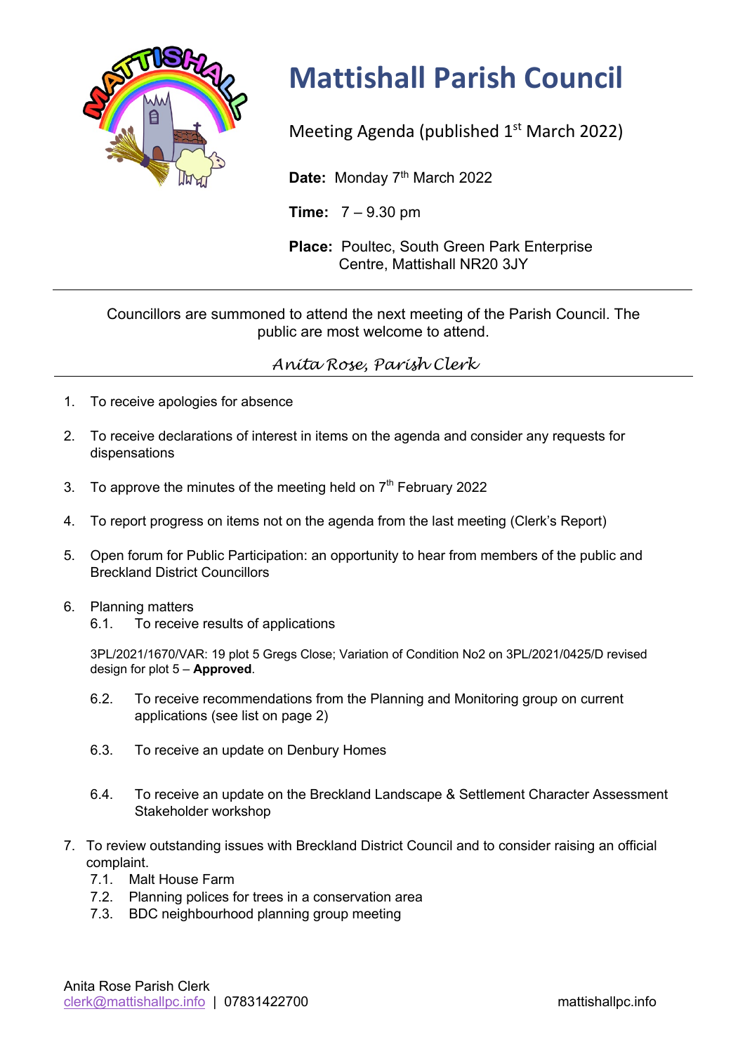# Mattishall Parish Council

Meeting Agenda (published 1st March 2022)

**Date:** Monday 7th March 2022

**Time:** 7 – 9.30 pm

**Place:** Poultec, South Green Park Enterprise Centre, Mattishall NR20 3JY

---

Councillors are summoned to attend the next meeting of the Parish Council. The public are most welcome to attend.

*Anita Rose, Parish Clerk*

---

1. To receive apologies for absence

2. To receive declarations of interest in items on the agenda and consider any requests for dispensations

3. To approve the minutes of the meeting held on 7th February 2022

4. To report progress on items not on the agenda from the last meeting (Clerk's Report)

5. Open forum for Public Participation: an opportunity to hear from members of the public and Breckland District Councillors

6. Planning matters

   6.1. To receive results of applications

   3PL/2021/1670/VAR: 19 plot 5 Gregs Close; Variation of Condition No2 on 3PL/2021/0425/D revised design for plot 5 – **Approved**.

   6.2. To receive recommendations from the Planning and Monitoring group on current applications (see list on page 2)

   6.3. To receive an update on Denbury Homes

   6.4. To receive an update on the Breckland Landscape & Settlement Character Assessment Stakeholder workshop

7. To review outstanding issues with Breckland District Council and to consider raising an official complaint.

   7.1. Malt House Farm

   7.2. Planning polices for trees in a conservation area

   7.3. BDC neighbourhood planning group meeting

Anita Rose Parish Clerk
clerk@mattishallpc.info | 07831422700 mattishallpc.info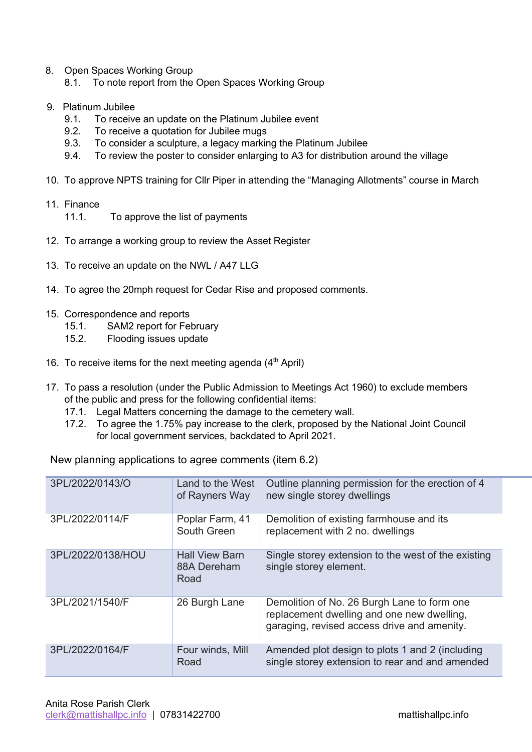8. Open Spaces Working Group
   8.1. To note report from the Open Spaces Working Group

9. Platinum Jubilee
   9.1. To receive an update on the Platinum Jubilee event
   9.2. To receive a quotation for Jubilee mugs
   9.3. To consider a sculpture, a legacy marking the Platinum Jubilee
   9.4. To review the poster to consider enlarging to A3 for distribution around the village

10. To approve NPTS training for Cllr Piper in attending the "Managing Allotments" course in March

11. Finance
    11.1. To approve the list of payments

12. To arrange a working group to review the Asset Register

13. To receive an update on the NWL / A47 LLG

14. To agree the 20mph request for Cedar Rise and proposed comments.

15. Correspondence and reports
    15.1. SAM2 report for February
    15.2. Flooding issues update

16. To receive items for the next meeting agenda (4th April)

17. To pass a resolution (under the Public Admission to Meetings Act 1960) to exclude members of the public and press for the following confidential items:
    17.1. Legal Matters concerning the damage to the cemetery wall.
    17.2. To agree the 1.75% pay increase to the clerk, proposed by the National Joint Council for local government services, backdated to April 2021.

New planning applications to agree comments (item 6.2)

| | | |
|---|---|---|
| 3PL/2022/0143/O | Land to the West of Rayners Way | Outline planning permission for the erection of 4 new single storey dwellings |
| 3PL/2022/0114/F | Poplar Farm, 41 South Green | Demolition of existing farmhouse and its replacement with 2 no. dwellings |
| 3PL/2022/0138/HOU | Hall View Barn 88A Dereham Road | Single storey extension to the west of the existing single storey element. |
| 3PL/2021/1540/F | 26 Burgh Lane | Demolition of No. 26 Burgh Lane to form one replacement dwelling and one new dwelling, garaging, revised access drive and amenity. |
| 3PL/2022/0164/F | Four winds, Mill Road | Amended plot design to plots 1 and 2 (including single storey extension to rear and and amended |

Anita Rose Parish Clerk
clerk@mattishallpc.info | 07831422700 mattishallpc.info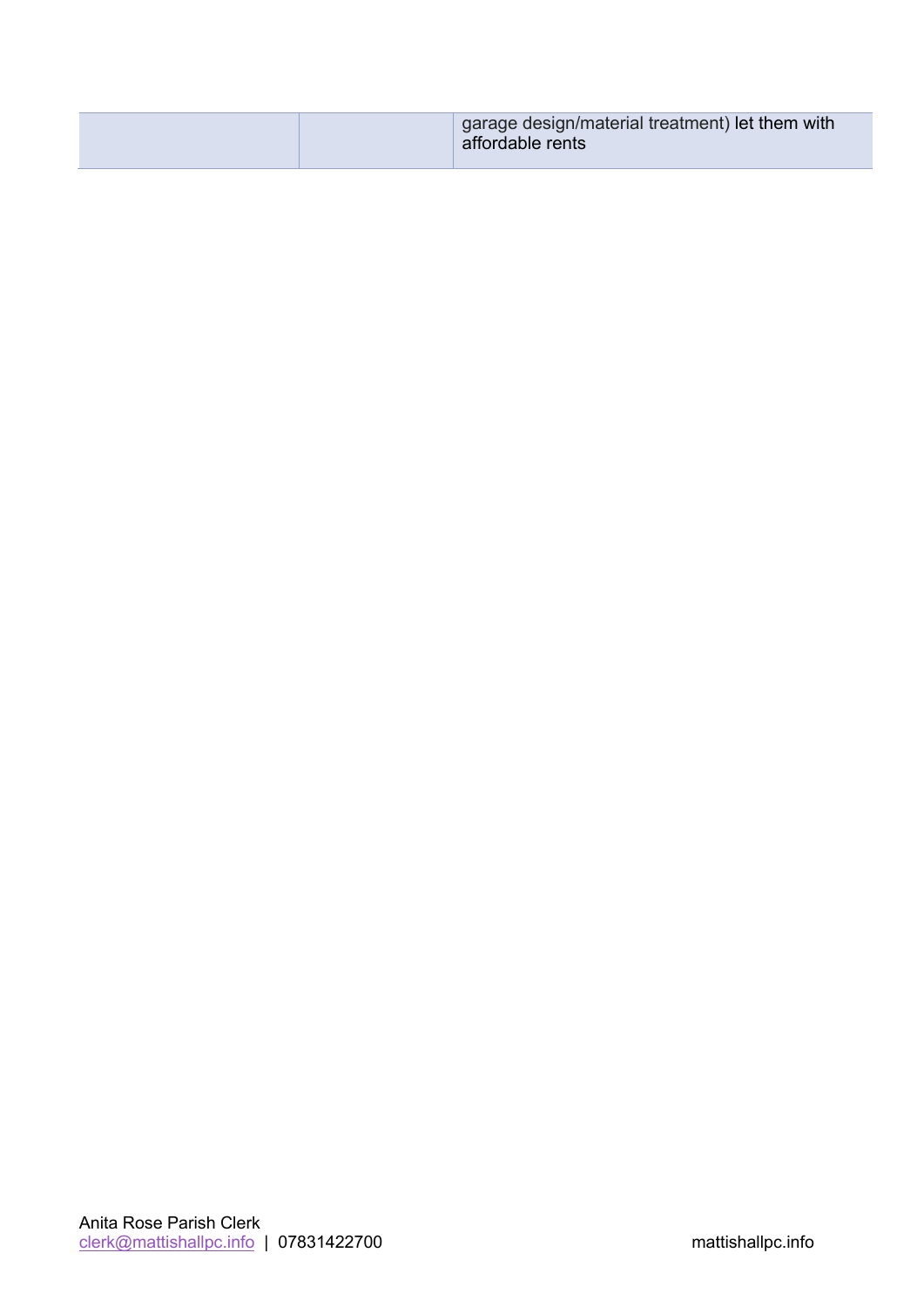| | | |
|---|---|---|
| | | garage design/material treatment) let them with affordable rents |